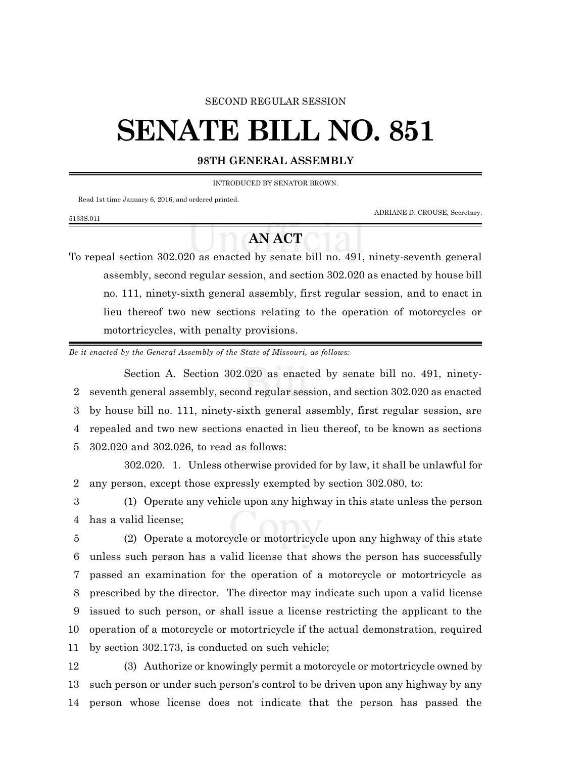SECOND REGULAR SESSION

# SENATE BILL NO. 851

**98TH GENERAL ASSEMBLY**

INTRODUCED BY SENATOR BROWN.

Read 1st time January 6, 2016, and ordered printed.

ADRIANE D. CROUSE, Secretary.

5133S.01I

## AN ACT

To repeal section 302.020 as enacted by senate bill no. 491, ninety-seventh general assembly, second regular session, and section 302.020 as enacted by house bill no. 111, ninety-sixth general assembly, first regular session, and to enact in lieu thereof two new sections relating to the operation of motorcycles or motortricycles, with penalty provisions.

*Be it enacted by the General Assembly of the State of Missouri, as follows:*

Section A. Section 302.020 as enacted by senate bill no. 491, ninety-seventh general assembly, second regular session, and section 302.020 as enacted by house bill no. 111, ninety-sixth general assembly, first regular session, are repealed and two new sections enacted in lieu thereof, to be known as sections 302.020 and 302.026, to read as follows:

302.020. 1. Unless otherwise provided for by law, it shall be unlawful for any person, except those expressly exempted by section 302.080, to:

(1) Operate any vehicle upon any highway in this state unless the person has a valid license;

(2) Operate a motorcycle or motortricycle upon any highway of this state unless such person has a valid license that shows the person has successfully passed an examination for the operation of a motorcycle or motortricycle as prescribed by the director. The director may indicate such upon a valid license issued to such person, or shall issue a license restricting the applicant to the operation of a motorcycle or motortricycle if the actual demonstration, required by section 302.173, is conducted on such vehicle;

(3) Authorize or knowingly permit a motorcycle or motortricycle owned by such person or under such person's control to be driven upon any highway by any person whose license does not indicate that the person has passed the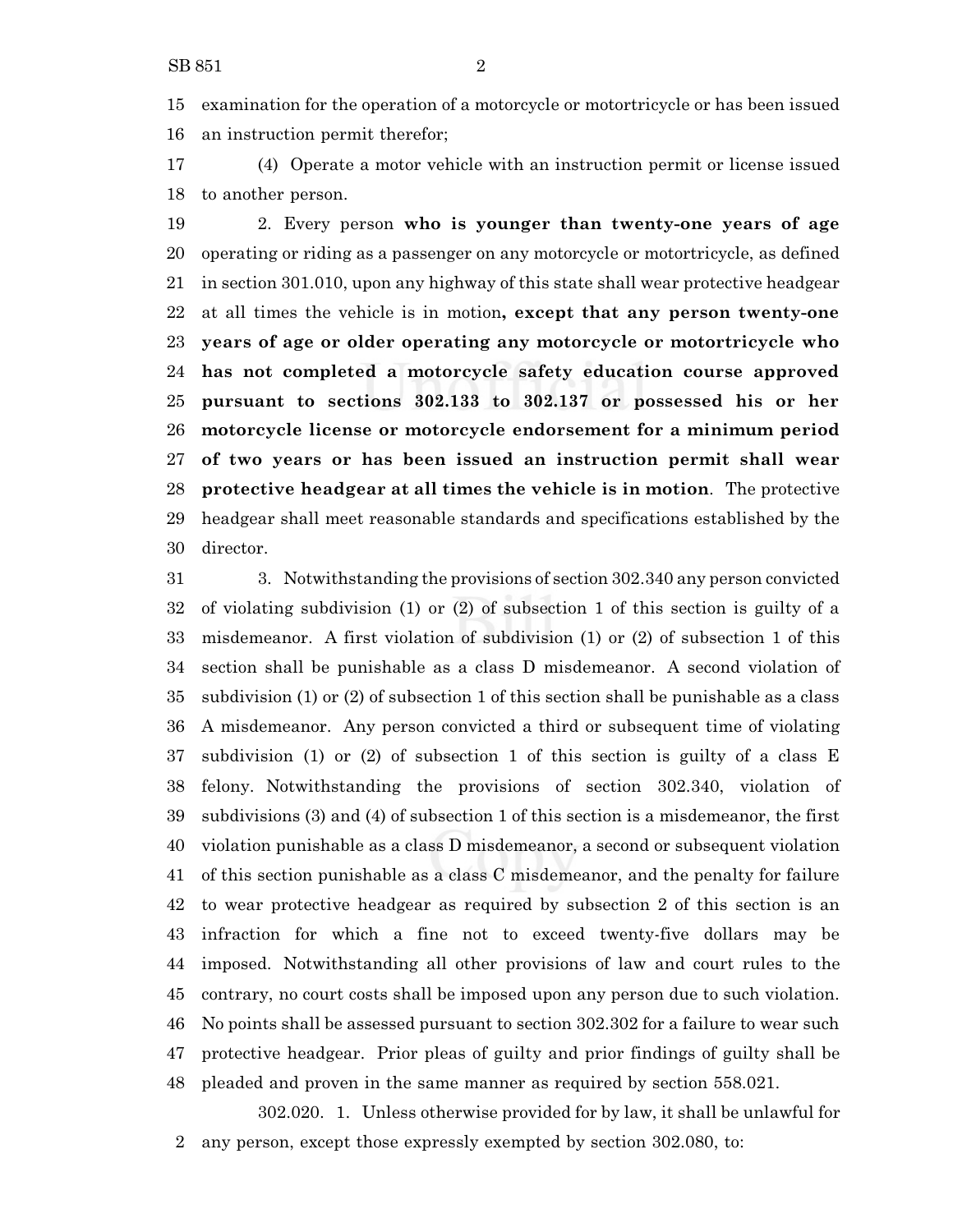examination for the operation of a motorcycle or motortricycle or has been issued an instruction permit therefor;

(4) Operate a motor vehicle with an instruction permit or license issued to another person.

2. Every person **who is younger than twenty-one years of age** operating or riding as a passenger on any motorcycle or motortricycle, as defined in section 301.010, upon any highway of this state shall wear protective headgear at all times the vehicle is in motion**, except that any person twenty-one years of age or older operating any motorcycle or motortricycle who has not completed a motorcycle safety education course approved pursuant to sections 302.133 to 302.137 or possessed his or her motorcycle license or motorcycle endorsement for a minimum period of two years or has been issued an instruction permit shall wear protective headgear at all times the vehicle is in motion**. The protective headgear shall meet reasonable standards and specifications established by the director.

3. Notwithstanding the provisions of section 302.340 any person convicted of violating subdivision (1) or (2) of subsection 1 of this section is guilty of a misdemeanor. A first violation of subdivision (1) or (2) of subsection 1 of this section shall be punishable as a class D misdemeanor. A second violation of subdivision (1) or (2) of subsection 1 of this section shall be punishable as a class A misdemeanor. Any person convicted a third or subsequent time of violating subdivision (1) or (2) of subsection 1 of this section is guilty of a class E felony. Notwithstanding the provisions of section 302.340, violation of subdivisions (3) and (4) of subsection 1 of this section is a misdemeanor, the first violation punishable as a class D misdemeanor, a second or subsequent violation of this section punishable as a class C misdemeanor, and the penalty for failure to wear protective headgear as required by subsection 2 of this section is an infraction for which a fine not to exceed twenty-five dollars may be imposed. Notwithstanding all other provisions of law and court rules to the contrary, no court costs shall be imposed upon any person due to such violation. No points shall be assessed pursuant to section 302.302 for a failure to wear such protective headgear. Prior pleas of guilty and prior findings of guilty shall be pleaded and proven in the same manner as required by section 558.021.

302.020. 1. Unless otherwise provided for by law, it shall be unlawful for any person, except those expressly exempted by section 302.080, to: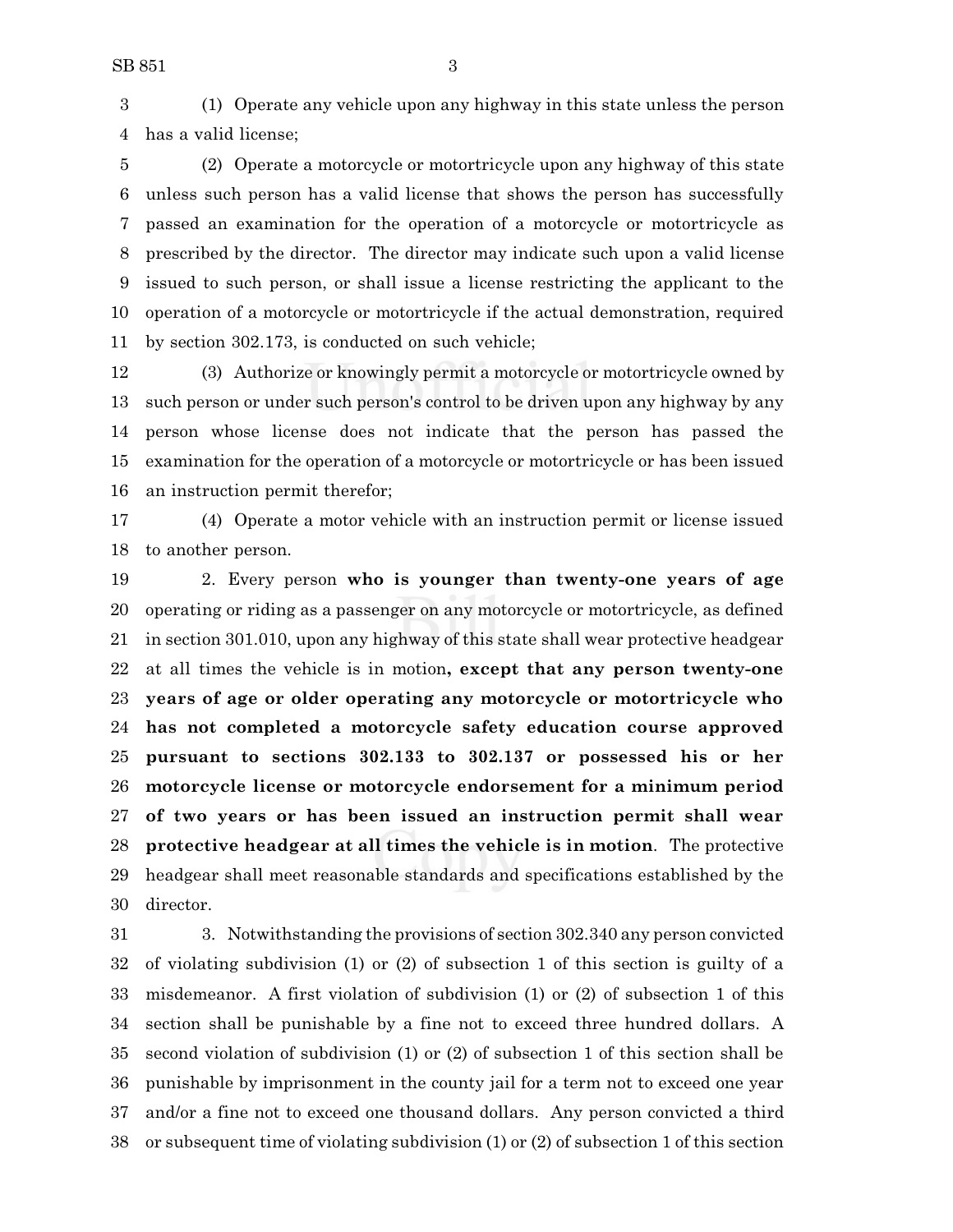(1) Operate any vehicle upon any highway in this state unless the person has a valid license;

(2) Operate a motorcycle or motortricycle upon any highway of this state unless such person has a valid license that shows the person has successfully passed an examination for the operation of a motorcycle or motortricycle as prescribed by the director. The director may indicate such upon a valid license issued to such person, or shall issue a license restricting the applicant to the operation of a motorcycle or motortricycle if the actual demonstration, required by section 302.173, is conducted on such vehicle;

(3) Authorize or knowingly permit a motorcycle or motortricycle owned by such person or under such person's control to be driven upon any highway by any person whose license does not indicate that the person has passed the examination for the operation of a motorcycle or motortricycle or has been issued an instruction permit therefor;

(4) Operate a motor vehicle with an instruction permit or license issued to another person.

2. Every person **who is younger than twenty-one years of age** operating or riding as a passenger on any motorcycle or motortricycle, as defined in section 301.010, upon any highway of this state shall wear protective headgear at all times the vehicle is in motion**, except that any person twenty-one years of age or older operating any motorcycle or motortricycle who has not completed a motorcycle safety education course approved pursuant to sections 302.133 to 302.137 or possessed his or her motorcycle license or motorcycle endorsement for a minimum period of two years or has been issued an instruction permit shall wear protective headgear at all times the vehicle is in motion**. The protective headgear shall meet reasonable standards and specifications established by the director.

3. Notwithstanding the provisions of section 302.340 any person convicted of violating subdivision (1) or (2) of subsection 1 of this section is guilty of a misdemeanor. A first violation of subdivision (1) or (2) of subsection 1 of this section shall be punishable by a fine not to exceed three hundred dollars. A second violation of subdivision (1) or (2) of subsection 1 of this section shall be punishable by imprisonment in the county jail for a term not to exceed one year and/or a fine not to exceed one thousand dollars. Any person convicted a third or subsequent time of violating subdivision (1) or (2) of subsection 1 of this section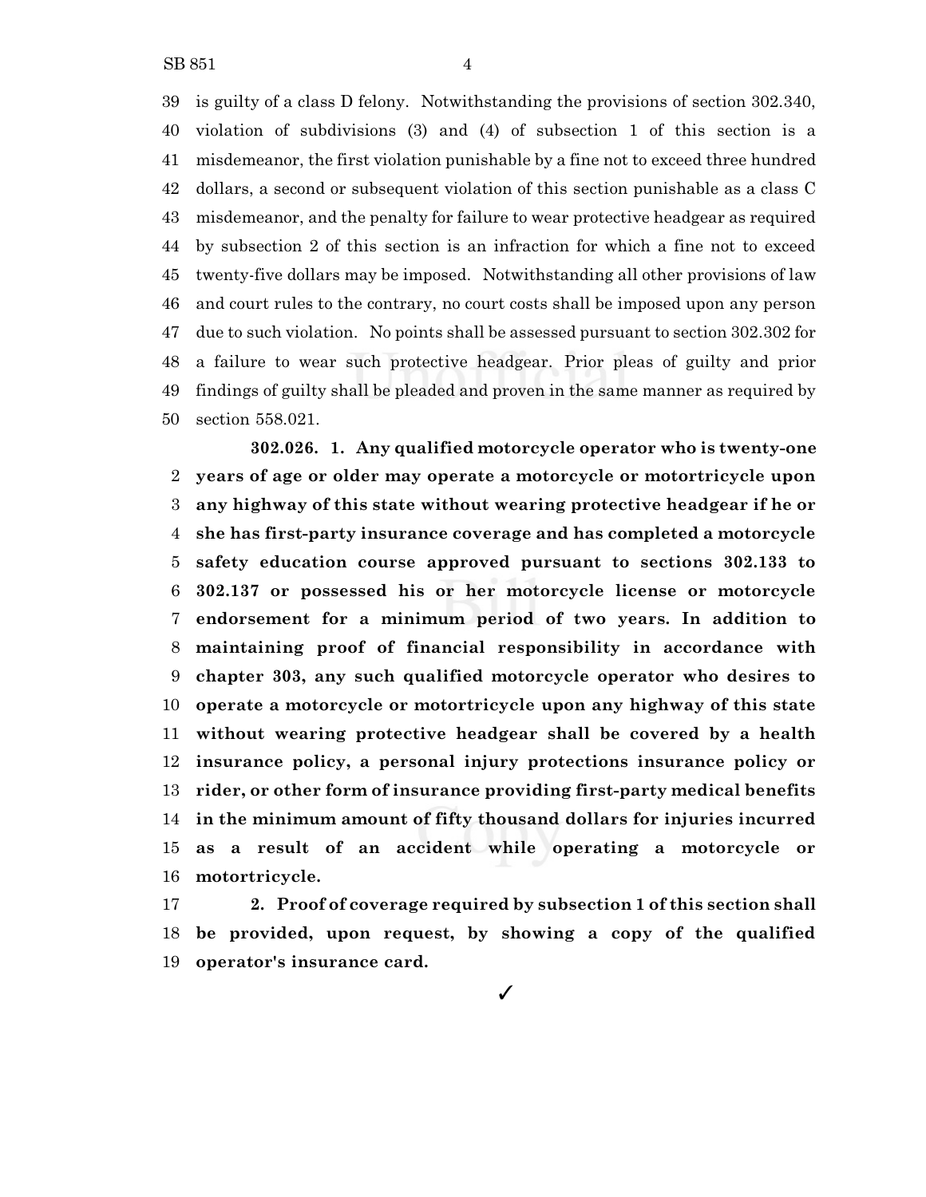is guilty of a class D felony. Notwithstanding the provisions of section 302.340, violation of subdivisions (3) and (4) of subsection 1 of this section is a misdemeanor, the first violation punishable by a fine not to exceed three hundred dollars, a second or subsequent violation of this section punishable as a class C misdemeanor, and the penalty for failure to wear protective headgear as required by subsection 2 of this section is an infraction for which a fine not to exceed twenty-five dollars may be imposed. Notwithstanding all other provisions of law and court rules to the contrary, no court costs shall be imposed upon any person due to such violation. No points shall be assessed pursuant to section 302.302 for a failure to wear such protective headgear. Prior pleas of guilty and prior findings of guilty shall be pleaded and proven in the same manner as required by section 558.021.

**302.026. 1. Any qualified motorcycle operator who is twenty-one years of age or older may operate a motorcycle or motortricycle upon any highway of this state without wearing protective headgear if he or she has first-party insurance coverage and has completed a motorcycle safety education course approved pursuant to sections 302.133 to 302.137 or possessed his or her motorcycle license or motorcycle endorsement for a minimum period of two years. In addition to maintaining proof of financial responsibility in accordance with chapter 303, any such qualified motorcycle operator who desires to operate a motorcycle or motortricycle upon any highway of this state without wearing protective headgear shall be covered by a health insurance policy, a personal injury protections insurance policy or rider, or other form of insurance providing first-party medical benefits in the minimum amount of fifty thousand dollars for injuries incurred as a result of an accident while operating a motorcycle or motortricycle.**

**2. Proof of coverage required by subsection 1 of this section shall be provided, upon request, by showing a copy of the qualified operator's insurance card.**

✓